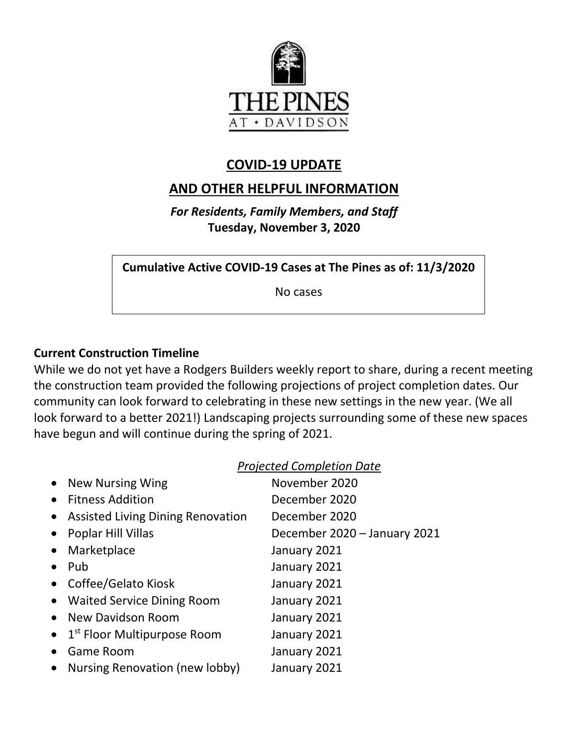THE PINES
AT • DAVIDSON

# COVID-19 UPDATE

# AND OTHER HELPFUL INFORMATION

***For Residents, Family Members, and Staff***
**Tuesday, November 3, 2020**

| **Cumulative Active COVID-19 Cases at The Pines as of: 11/3/2020** |
| --- |
| No cases |

**Current Construction Timeline**

While we do not yet have a Rodgers Builders weekly report to share, during a recent meeting the construction team provided the following projections of project completion dates. Our community can look forward to celebrating in these new settings in the new year. (We all look forward to a better 2021!) Landscaping projects surrounding some of these new spaces have begun and will continue during the spring of 2021.

| | *Projected Completion Date* |
| --- | --- |
| • New Nursing Wing | November 2020 |
| • Fitness Addition | December 2020 |
| • Assisted Living Dining Renovation | December 2020 |
| • Poplar Hill Villas | December 2020 – January 2021 |
| • Marketplace | January 2021 |
| • Pub | January 2021 |
| • Coffee/Gelato Kiosk | January 2021 |
| • Waited Service Dining Room | January 2021 |
| • New Davidson Room | January 2021 |
| • 1st Floor Multipurpose Room | January 2021 |
| • Game Room | January 2021 |
| • Nursing Renovation (new lobby) | January 2021 |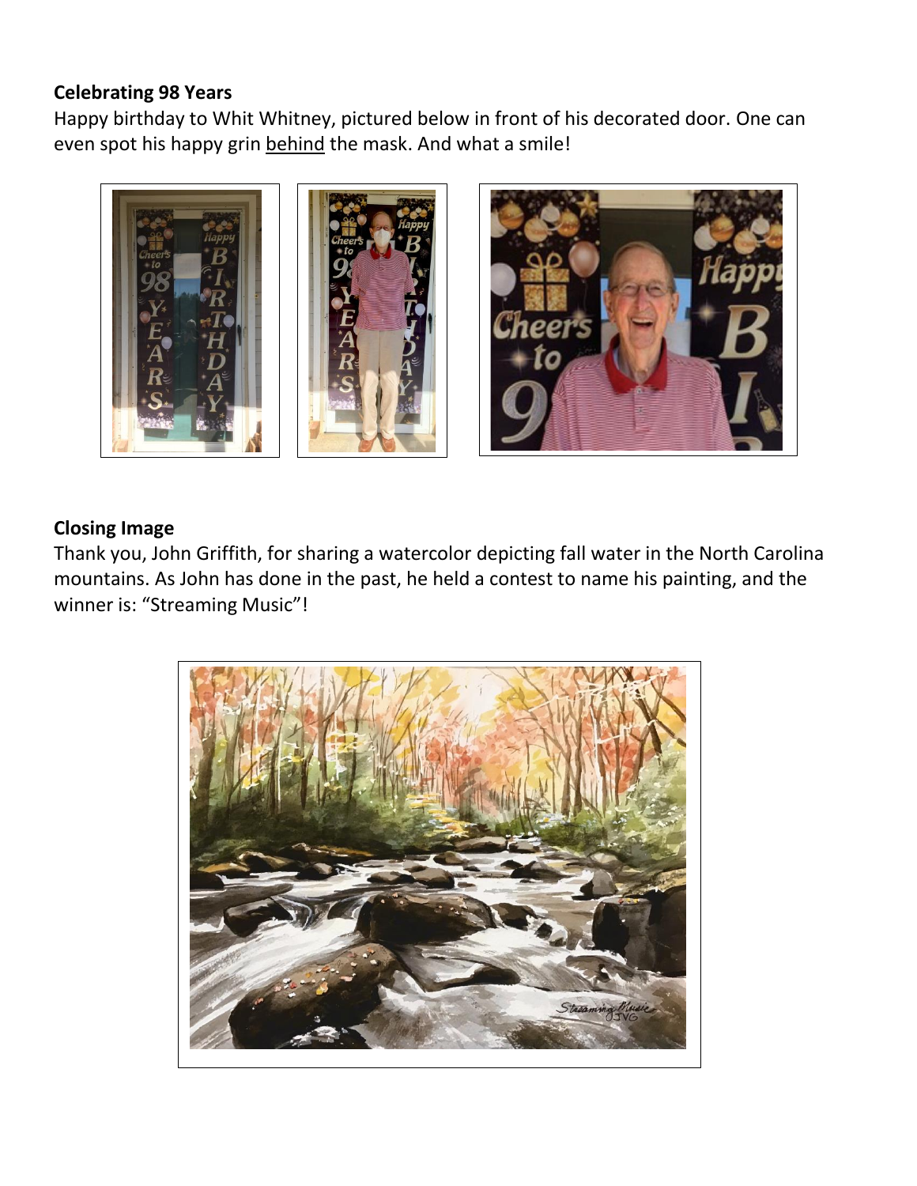**Celebrating 98 Years**

Happy birthday to Whit Whitney, pictured below in front of his decorated door. One can even spot his happy grin behind the mask. And what a smile!

**Closing Image**

Thank you, John Griffith, for sharing a watercolor depicting fall water in the North Carolina mountains. As John has done in the past, he held a contest to name his painting, and the winner is: "Streaming Music"!